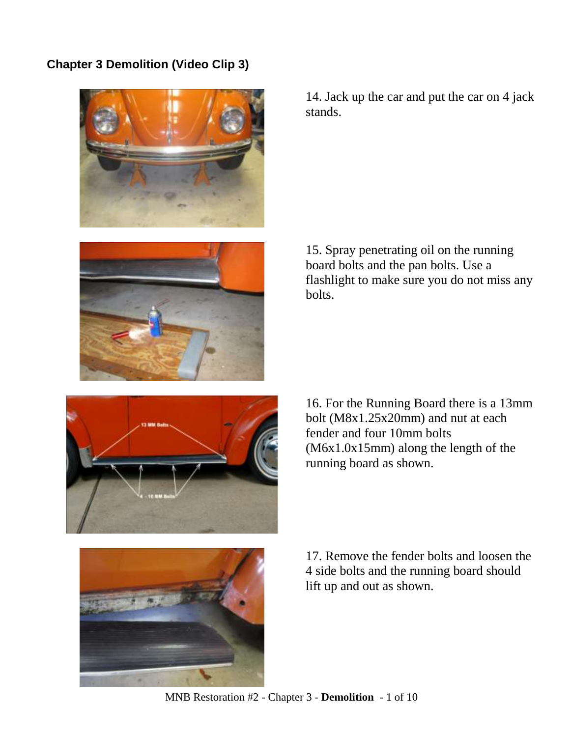## Chapter 3 Demolition (Video Clip 3)

14. Jack up the car and put the car on 4 jack stands.

15. Spray penetrating oil on the running board bolts and the pan bolts. Use a flashlight to make sure you do not miss any bolts.

16. For the Running Board there is a 13mm bolt (M8x1.25x20mm) and nut at each fender and four 10mm bolts (M6x1.0x15mm) along the length of the running board as shown.

17. Remove the fender bolts and loosen the 4 side bolts and the running board should lift up and out as shown.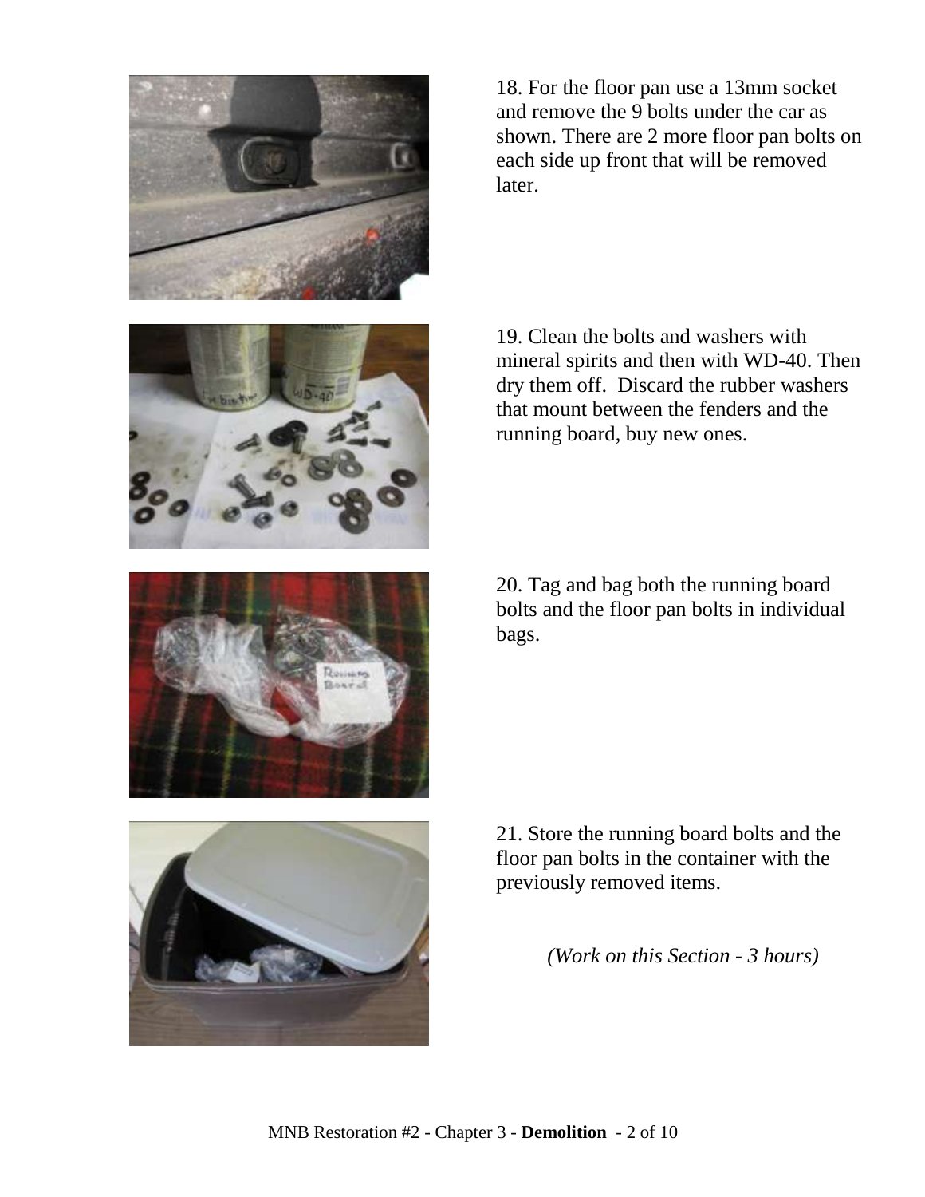18. For the floor pan use a 13mm socket and remove the 9 bolts under the car as shown. There are 2 more floor pan bolts on each side up front that will be removed later.

19. Clean the bolts and washers with mineral spirits and then with WD-40. Then dry them off.  Discard the rubber washers that mount between the fenders and the running board, buy new ones.

20. Tag and bag both the running board bolts and the floor pan bolts in individual bags.

21. Store the running board bolts and the floor pan bolts in the container with the previously removed items.

*(Work on this Section - 3 hours)*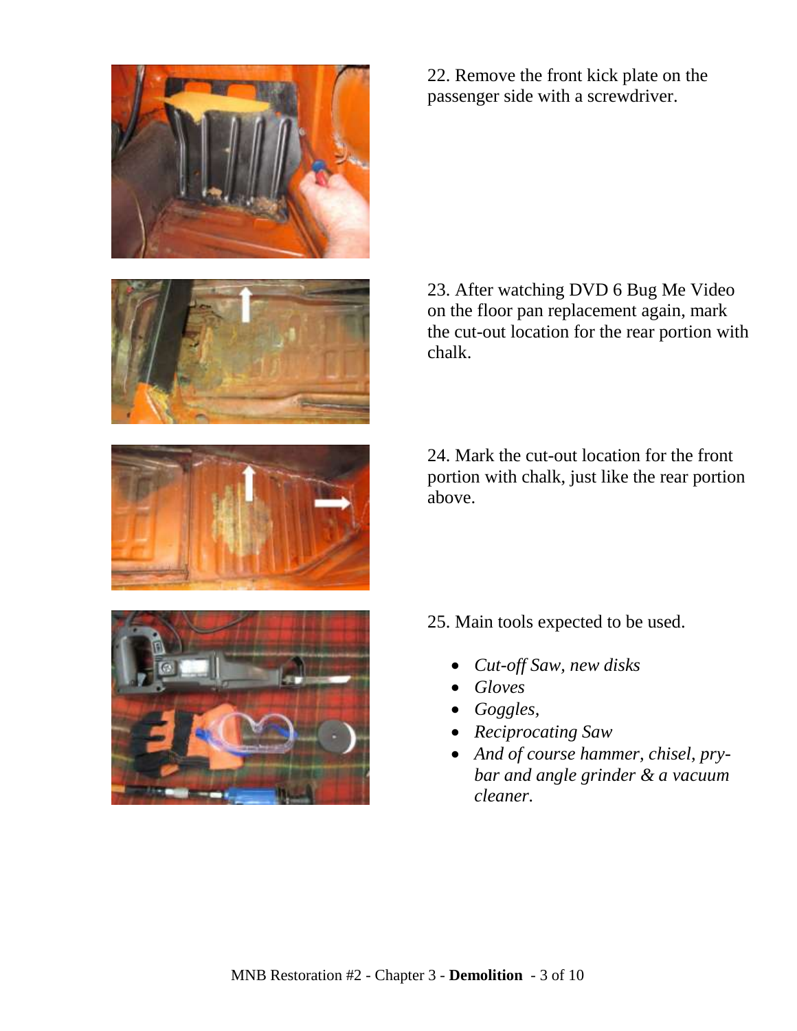22. Remove the front kick plate on the passenger side with a screwdriver.

23. After watching DVD 6 Bug Me Video on the floor pan replacement again, mark the cut-out location for the rear portion with chalk.

24. Mark the cut-out location for the front portion with chalk, just like the rear portion above.

25. Main tools expected to be used.

- *Cut-off Saw, new disks*
- *Gloves*
- *Goggles,*
- *Reciprocating Saw*
- *And of course hammer, chisel, pry-bar and angle grinder & a vacuum cleaner.*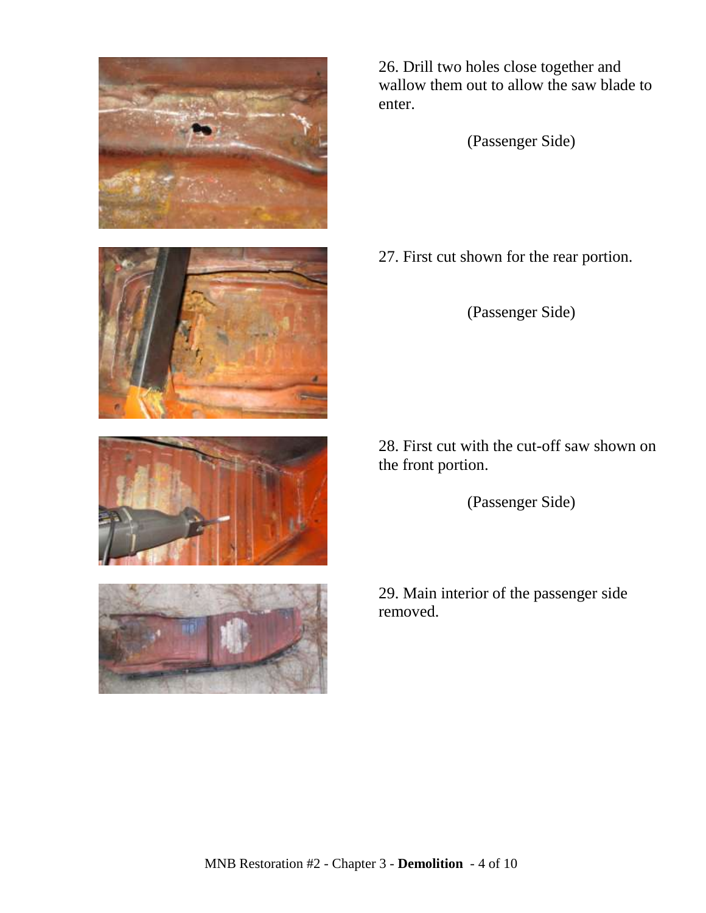26. Drill two holes close together and wallow them out to allow the saw blade to enter.

(Passenger Side)

27. First cut shown for the rear portion.

(Passenger Side)

28. First cut with the cut-off saw shown on the front portion.

(Passenger Side)

29. Main interior of the passenger side removed.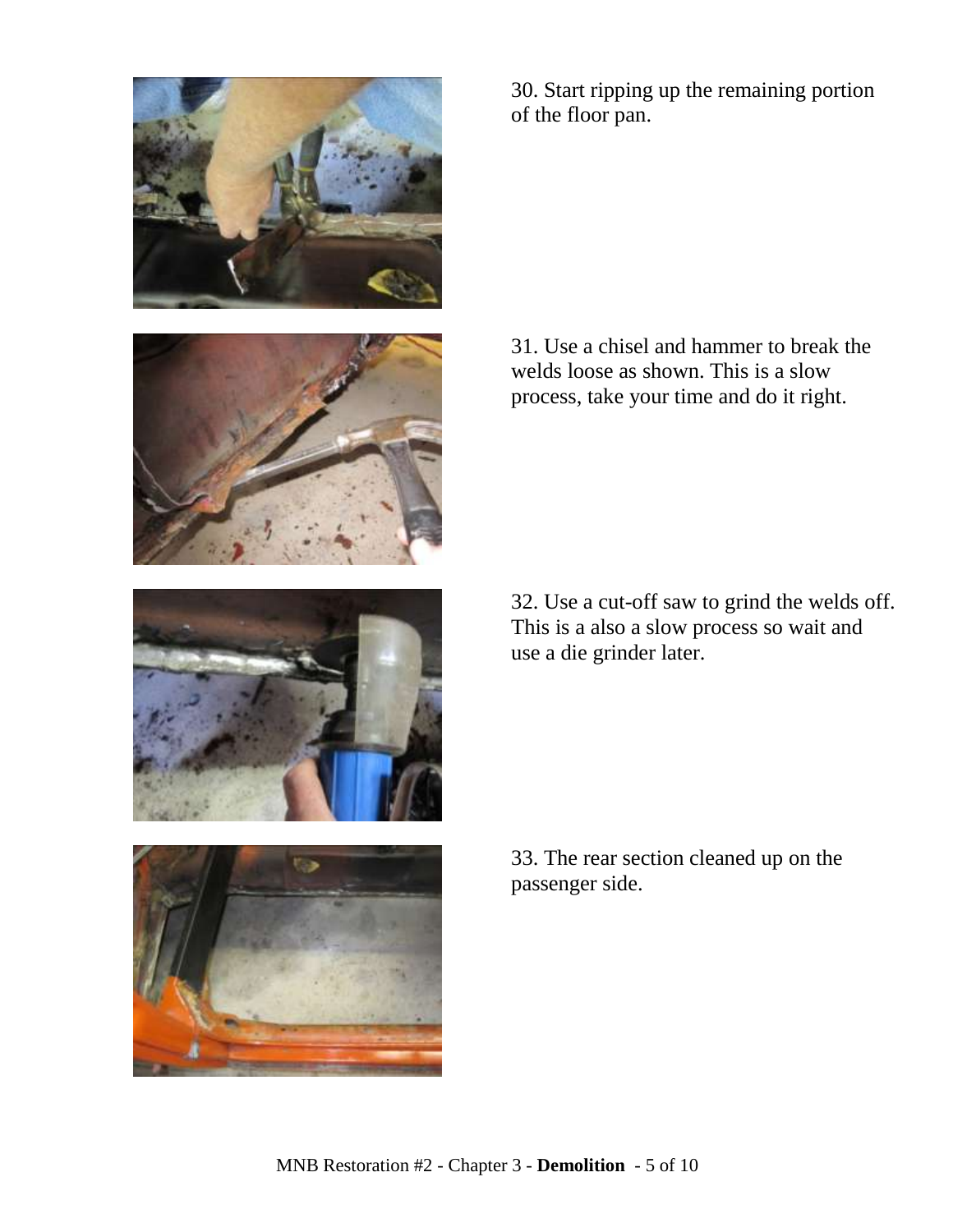30. Start ripping up the remaining portion of the floor pan.

31. Use a chisel and hammer to break the welds loose as shown. This is a slow process, take your time and do it right.

32. Use a cut-off saw to grind the welds off. This is a also a slow process so wait and use a die grinder later.

33. The rear section cleaned up on the passenger side.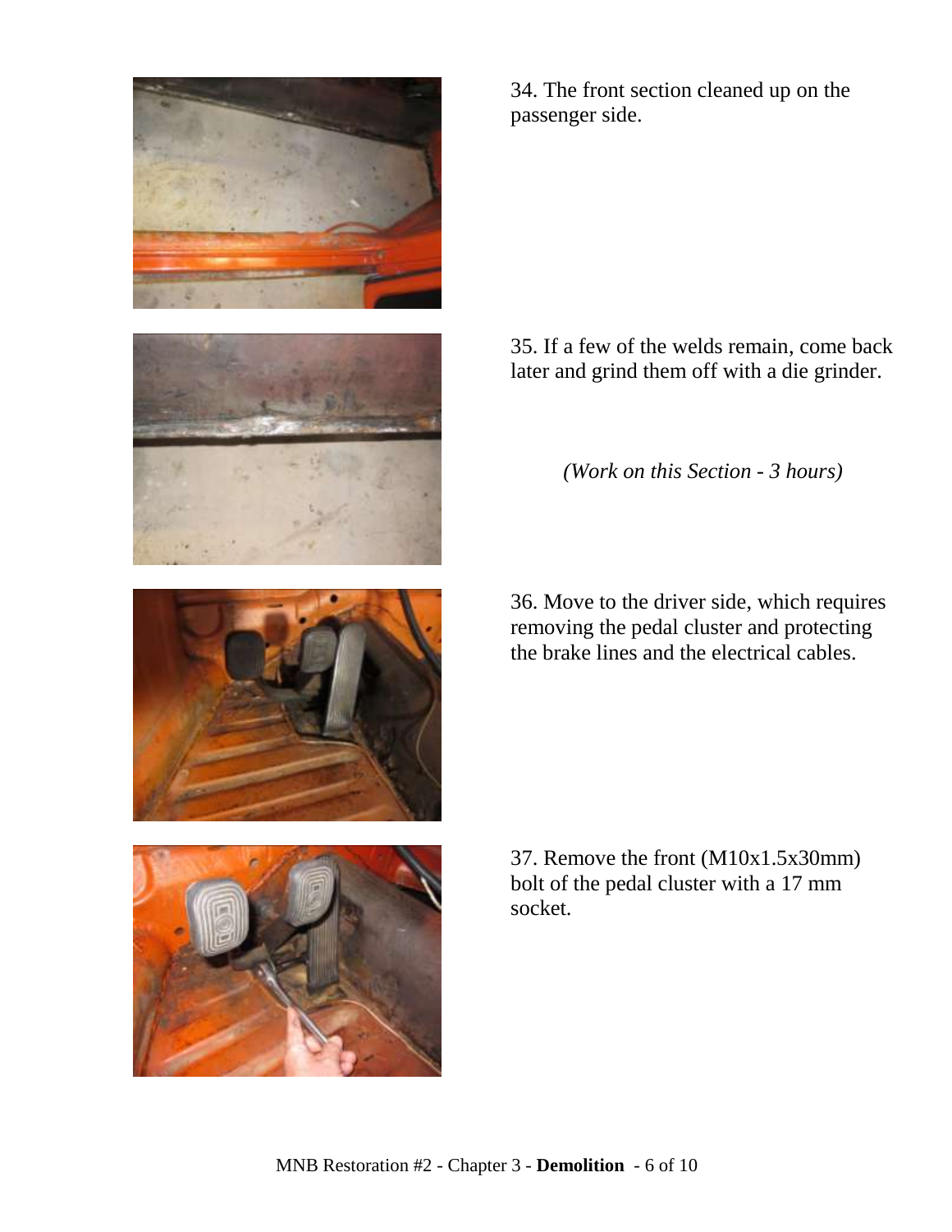34. The front section cleaned up on the passenger side.

35. If a few of the welds remain, come back later and grind them off with a die grinder.

*(Work on this Section - 3 hours)*

36. Move to the driver side, which requires removing the pedal cluster and protecting the brake lines and the electrical cables.

37. Remove the front (M10x1.5x30mm) bolt of the pedal cluster with a 17 mm socket.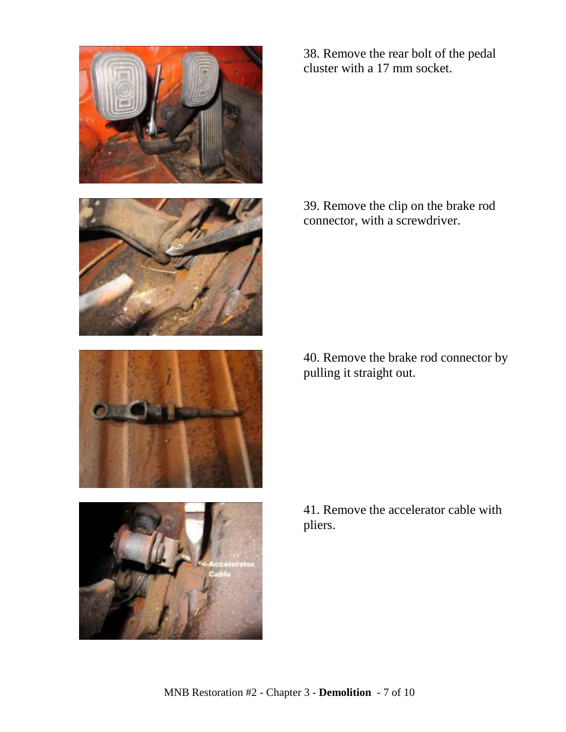38. Remove the rear bolt of the pedal cluster with a 17 mm socket.

39. Remove the clip on the brake rod connector, with a screwdriver.

40. Remove the brake rod connector by pulling it straight out.

41. Remove the accelerator cable with pliers.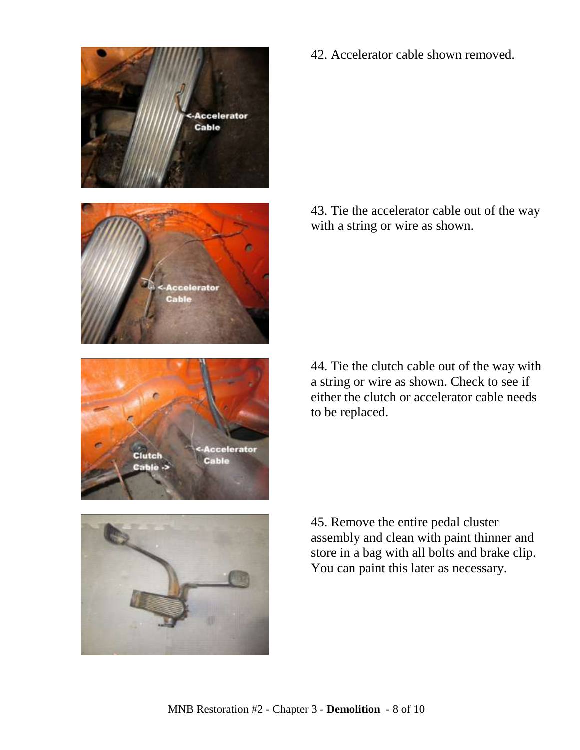42. Accelerator cable shown removed.

43. Tie the accelerator cable out of the way with a string or wire as shown.

44. Tie the clutch cable out of the way with a string or wire as shown. Check to see if either the clutch or accelerator cable needs to be replaced.

45. Remove the entire pedal cluster assembly and clean with paint thinner and store in a bag with all bolts and brake clip. You can paint this later as necessary.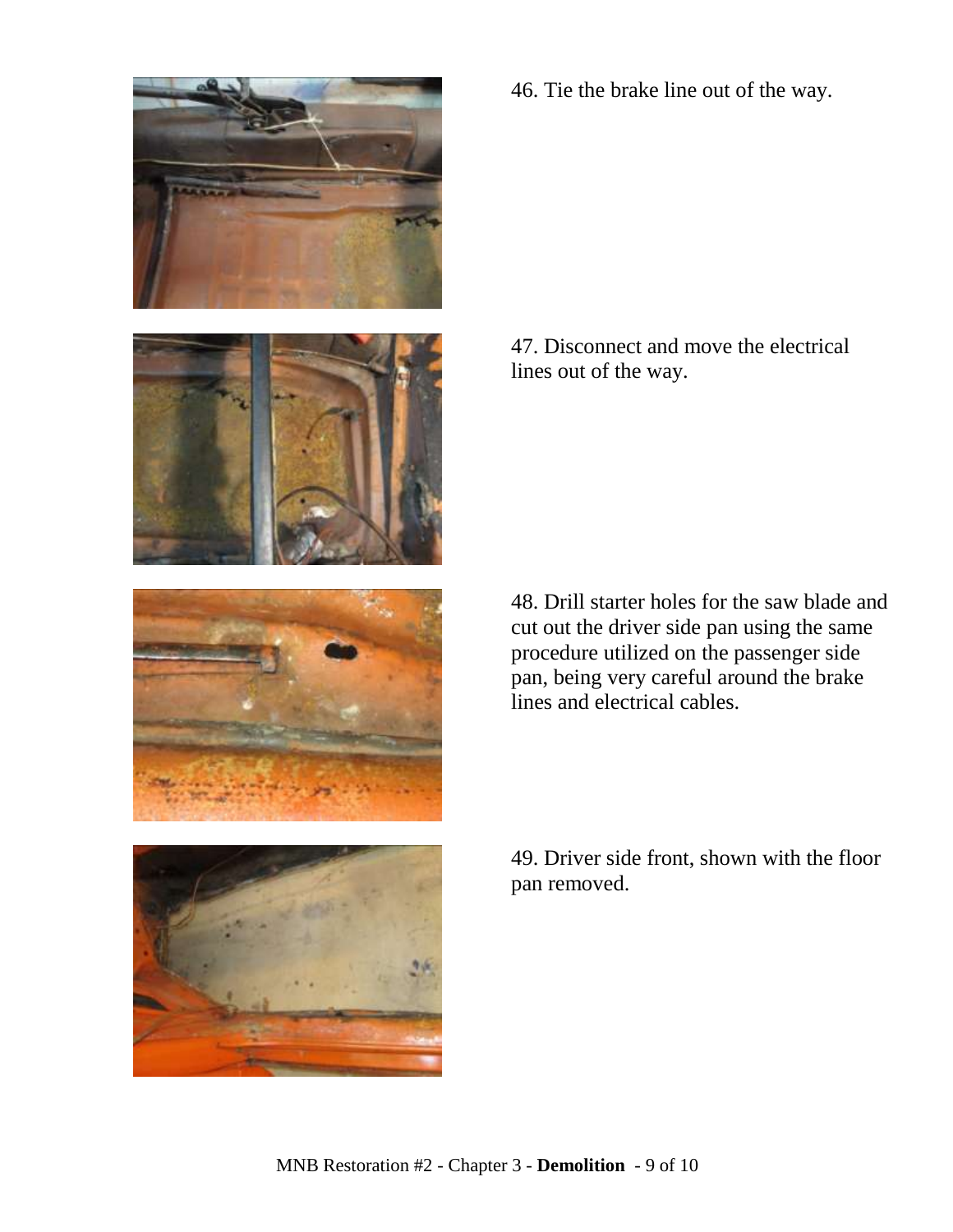46. Tie the brake line out of the way.

47. Disconnect and move the electrical lines out of the way.

48. Drill starter holes for the saw blade and cut out the driver side pan using the same procedure utilized on the passenger side pan, being very careful around the brake lines and electrical cables.

49. Driver side front, shown with the floor pan removed.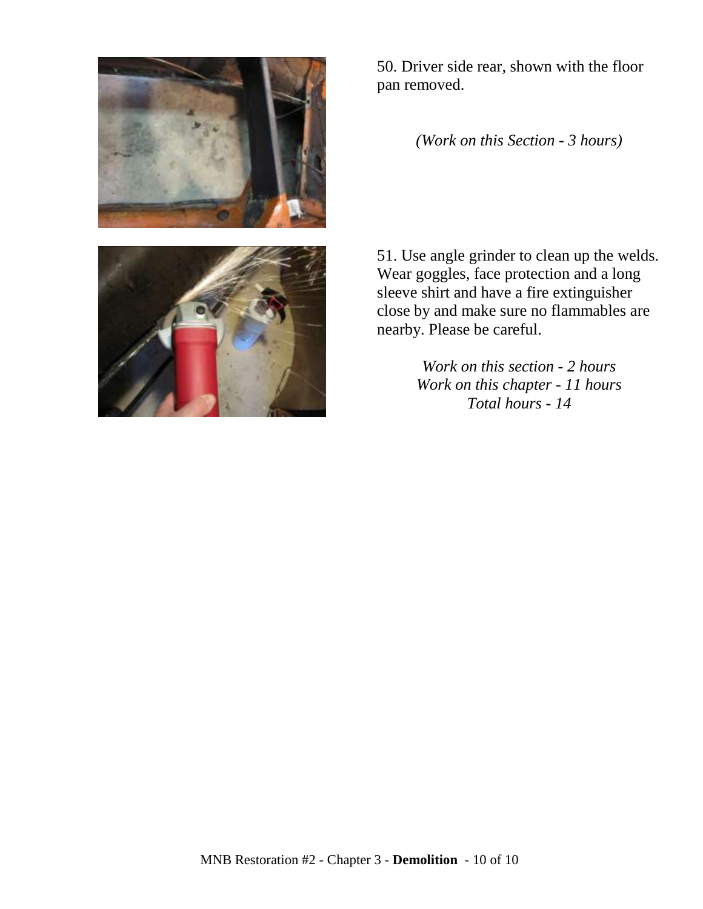50. Driver side rear, shown with the floor pan removed.

*(Work on this Section - 3 hours)*

51. Use angle grinder to clean up the welds. Wear goggles, face protection and a long sleeve shirt and have a fire extinguisher close by and make sure no flammables are nearby. Please be careful.

*Work on this section - 2 hours*
*Work on this chapter - 11 hours*
*Total hours - 14*